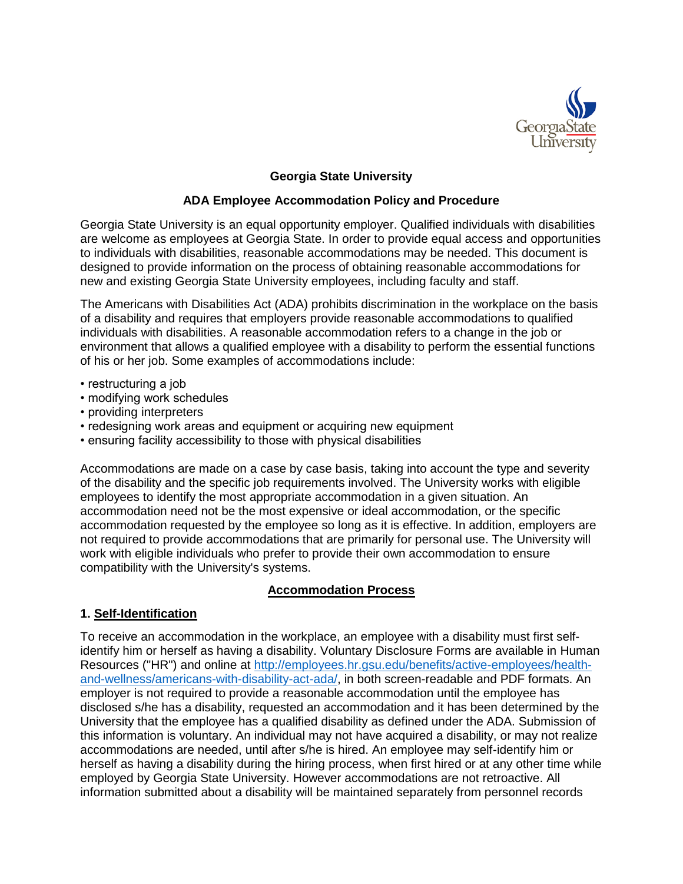# Georgia State University

## ADA Employee Accommodation Policy and Procedure

Georgia State University is an equal opportunity employer. Qualified individuals with disabilities are welcome as employees at Georgia State. In order to provide equal access and opportunities to individuals with disabilities, reasonable accommodations may be needed. This document is designed to provide information on the process of obtaining reasonable accommodations for new and existing Georgia State University employees, including faculty and staff.

The Americans with Disabilities Act (ADA) prohibits discrimination in the workplace on the basis of a disability and requires that employers provide reasonable accommodations to qualified individuals with disabilities. A reasonable accommodation refers to a change in the job or environment that allows a qualified employee with a disability to perform the essential functions of his or her job. Some examples of accommodations include:

- restructuring a job
- modifying work schedules
- providing interpreters
- redesigning work areas and equipment or acquiring new equipment
- ensuring facility accessibility to those with physical disabilities

Accommodations are made on a case by case basis, taking into account the type and severity of the disability and the specific job requirements involved. The University works with eligible employees to identify the most appropriate accommodation in a given situation. An accommodation need not be the most expensive or ideal accommodation, or the specific accommodation requested by the employee so long as it is effective. In addition, employers are not required to provide accommodations that are primarily for personal use. The University will work with eligible individuals who prefer to provide their own accommodation to ensure compatibility with the University's systems.

### Accommodation Process

#### 1. Self-Identification

To receive an accommodation in the workplace, an employee with a disability must first self-identify him or herself as having a disability. Voluntary Disclosure Forms are available in Human Resources ("HR") and online at [http://employees.hr.gsu.edu/benefits/active-employees/health-and-wellness/americans-with-disability-act-ada/](http://employees.hr.gsu.edu/benefits/active-employees/health-and-wellness/americans-with-disability-act-ada/), in both screen-readable and PDF formats. An employer is not required to provide a reasonable accommodation until the employee has disclosed s/he has a disability, requested an accommodation and it has been determined by the University that the employee has a qualified disability as defined under the ADA. Submission of this information is voluntary. An individual may not have acquired a disability, or may not realize accommodations are needed, until after s/he is hired. An employee may self-identify him or herself as having a disability during the hiring process, when first hired or at any other time while employed by Georgia State University. However accommodations are not retroactive. All information submitted about a disability will be maintained separately from personnel records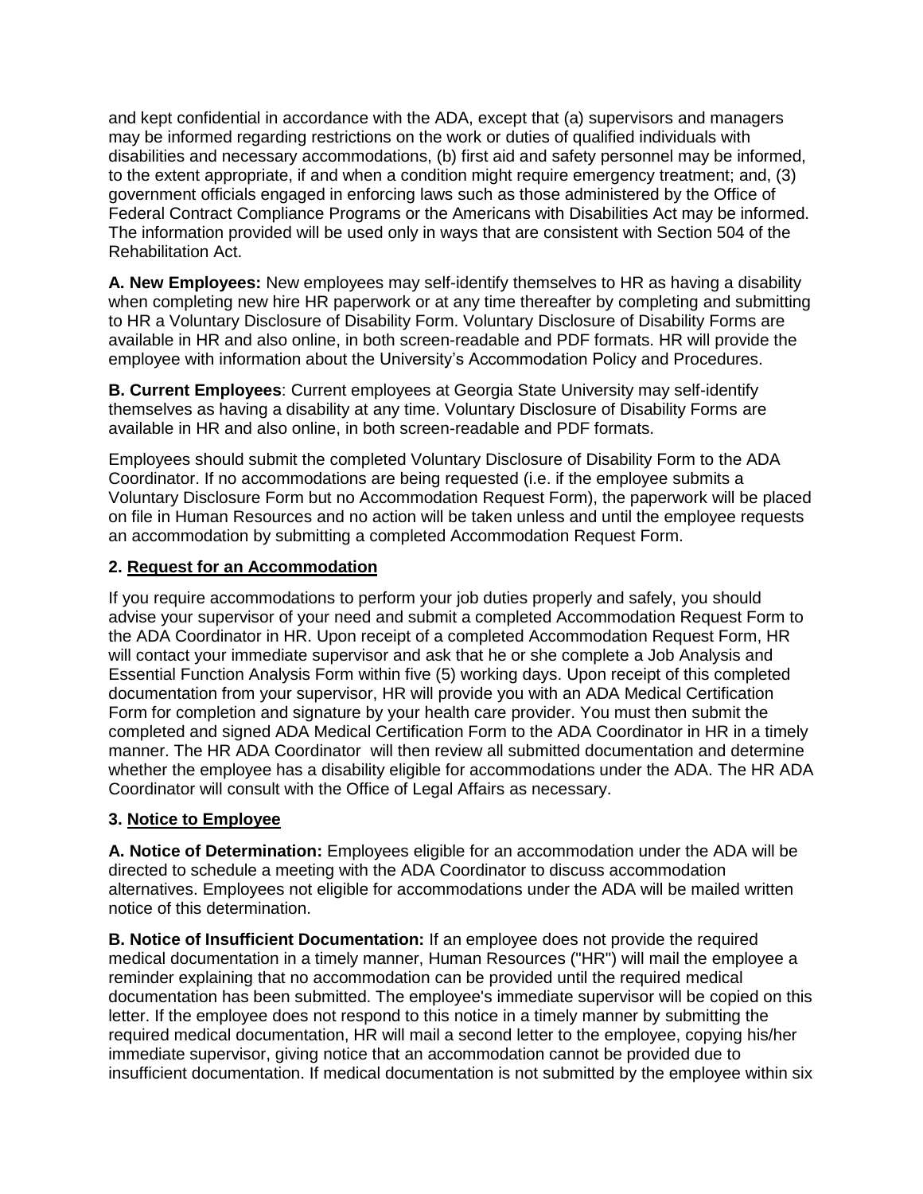and kept confidential in accordance with the ADA, except that (a) supervisors and managers may be informed regarding restrictions on the work or duties of qualified individuals with disabilities and necessary accommodations, (b) first aid and safety personnel may be informed, to the extent appropriate, if and when a condition might require emergency treatment; and, (3) government officials engaged in enforcing laws such as those administered by the Office of Federal Contract Compliance Programs or the Americans with Disabilities Act may be informed. The information provided will be used only in ways that are consistent with Section 504 of the Rehabilitation Act.

**A. New Employees:** New employees may self-identify themselves to HR as having a disability when completing new hire HR paperwork or at any time thereafter by completing and submitting to HR a Voluntary Disclosure of Disability Form. Voluntary Disclosure of Disability Forms are available in HR and also online, in both screen-readable and PDF formats. HR will provide the employee with information about the University's Accommodation Policy and Procedures.

**B. Current Employees**: Current employees at Georgia State University may self-identify themselves as having a disability at any time. Voluntary Disclosure of Disability Forms are available in HR and also online, in both screen-readable and PDF formats.

Employees should submit the completed Voluntary Disclosure of Disability Form to the ADA Coordinator. If no accommodations are being requested (i.e. if the employee submits a Voluntary Disclosure Form but no Accommodation Request Form), the paperwork will be placed on file in Human Resources and no action will be taken unless and until the employee requests an accommodation by submitting a completed Accommodation Request Form.

### 2. Request for an Accommodation

If you require accommodations to perform your job duties properly and safely, you should advise your supervisor of your need and submit a completed Accommodation Request Form to the ADA Coordinator in HR. Upon receipt of a completed Accommodation Request Form, HR will contact your immediate supervisor and ask that he or she complete a Job Analysis and Essential Function Analysis Form within five (5) working days. Upon receipt of this completed documentation from your supervisor, HR will provide you with an ADA Medical Certification Form for completion and signature by your health care provider. You must then submit the completed and signed ADA Medical Certification Form to the ADA Coordinator in HR in a timely manner. The HR ADA Coordinator will then review all submitted documentation and determine whether the employee has a disability eligible for accommodations under the ADA. The HR ADA Coordinator will consult with the Office of Legal Affairs as necessary.

### 3. Notice to Employee

**A. Notice of Determination:** Employees eligible for an accommodation under the ADA will be directed to schedule a meeting with the ADA Coordinator to discuss accommodation alternatives. Employees not eligible for accommodations under the ADA will be mailed written notice of this determination.

**B. Notice of Insufficient Documentation:** If an employee does not provide the required medical documentation in a timely manner, Human Resources ("HR") will mail the employee a reminder explaining that no accommodation can be provided until the required medical documentation has been submitted. The employee's immediate supervisor will be copied on this letter. If the employee does not respond to this notice in a timely manner by submitting the required medical documentation, HR will mail a second letter to the employee, copying his/her immediate supervisor, giving notice that an accommodation cannot be provided due to insufficient documentation. If medical documentation is not submitted by the employee within six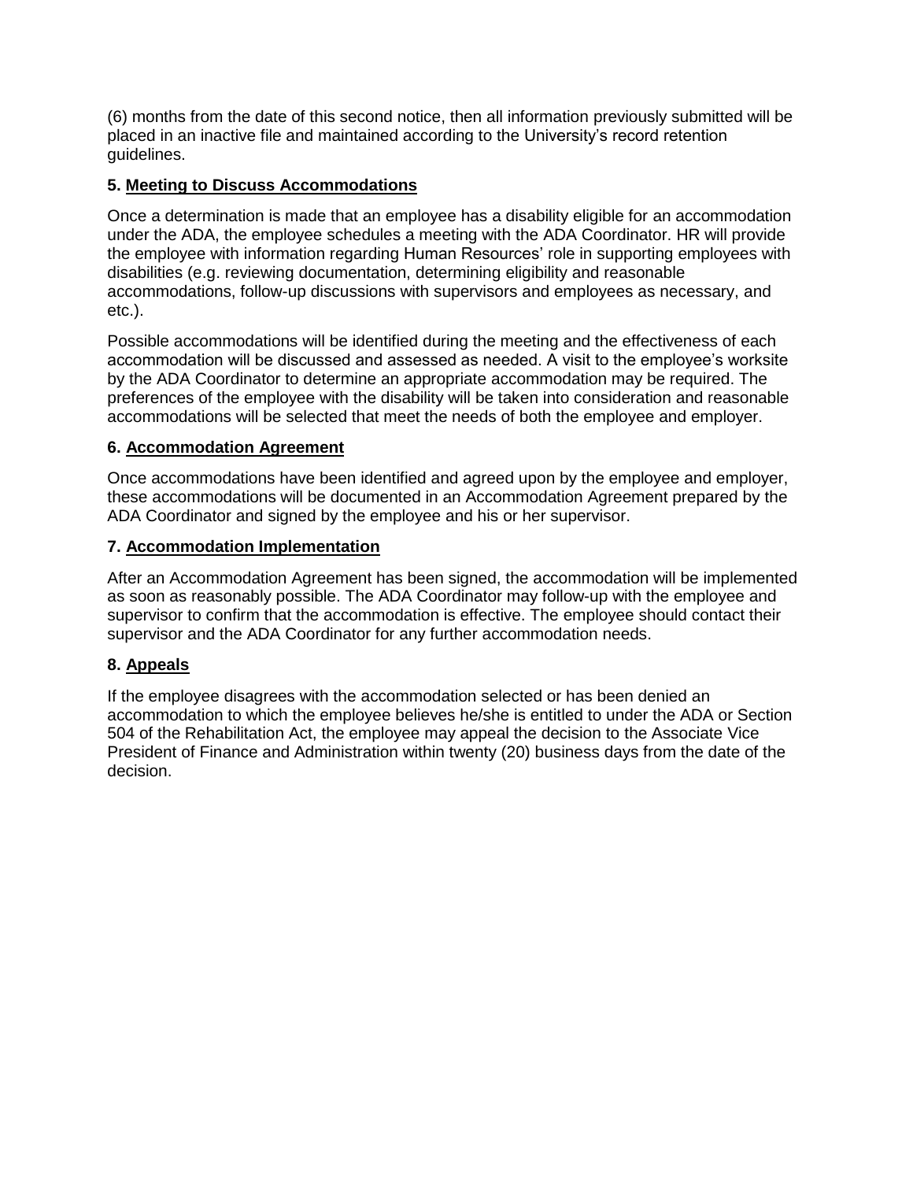(6) months from the date of this second notice, then all information previously submitted will be placed in an inactive file and maintained according to the University's record retention guidelines.

**5. Meeting to Discuss Accommodations**

Once a determination is made that an employee has a disability eligible for an accommodation under the ADA, the employee schedules a meeting with the ADA Coordinator. HR will provide the employee with information regarding Human Resources' role in supporting employees with disabilities (e.g. reviewing documentation, determining eligibility and reasonable accommodations, follow-up discussions with supervisors and employees as necessary, and etc.).

Possible accommodations will be identified during the meeting and the effectiveness of each accommodation will be discussed and assessed as needed. A visit to the employee's worksite by the ADA Coordinator to determine an appropriate accommodation may be required. The preferences of the employee with the disability will be taken into consideration and reasonable accommodations will be selected that meet the needs of both the employee and employer.

**6. Accommodation Agreement**

Once accommodations have been identified and agreed upon by the employee and employer, these accommodations will be documented in an Accommodation Agreement prepared by the ADA Coordinator and signed by the employee and his or her supervisor.

**7. Accommodation Implementation**

After an Accommodation Agreement has been signed, the accommodation will be implemented as soon as reasonably possible. The ADA Coordinator may follow-up with the employee and supervisor to confirm that the accommodation is effective. The employee should contact their supervisor and the ADA Coordinator for any further accommodation needs.

**8. Appeals**

If the employee disagrees with the accommodation selected or has been denied an accommodation to which the employee believes he/she is entitled to under the ADA or Section 504 of the Rehabilitation Act, the employee may appeal the decision to the Associate Vice President of Finance and Administration within twenty (20) business days from the date of the decision.